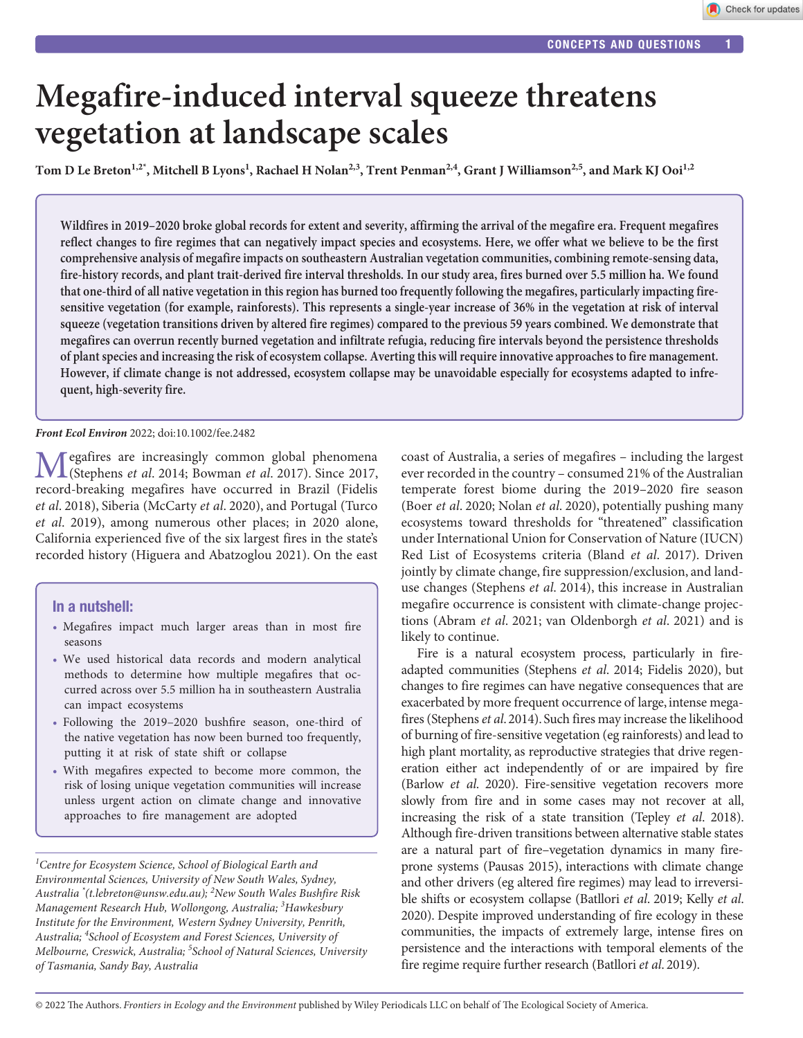# Megafire-induced interval squeeze threatens vegetation at landscape scales

**Tom D Le Breton[1,2*], Mitchell B Lyons[1], Rachael H Nolan[2,3], Trent Penman[2,4], Grant J Williamson[2,5], and Mark KJ Ooi[1,2]**

**Wildfires in 2019–2020 broke global records for extent and severity, affirming the arrival of the megafire era. Frequent megafires reflect changes to fire regimes that can negatively impact species and ecosystems. Here, we offer what we believe to be the first comprehensive analysis of megafire impacts on southeastern Australian vegetation communities, combining remote-sensing data, fire-history records, and plant trait-derived fire interval thresholds. In our study area, fires burned over 5.5 million ha. We found that one-third of all native vegetation in this region has burned too frequently following the megafires, particularly impacting fire-sensitive vegetation (for example, rainforests). This represents a single-year increase of 36% in the vegetation at risk of interval squeeze (vegetation transitions driven by altered fire regimes) compared to the previous 59 years combined. We demonstrate that megafires can overrun recently burned vegetation and infiltrate refugia, reducing fire intervals beyond the persistence thresholds of plant species and increasing the risk of ecosystem collapse. Averting this will require innovative approaches to fire management. However, if climate change is not addressed, ecosystem collapse may be unavoidable especially for ecosystems adapted to infrequent, high-severity fire.**

*Front Ecol Environ* 2022; doi:10.1002/fee.2482

Megafires are increasingly common global phenomena (Stephens *et al*. 2014; Bowman *et al*. 2017). Since 2017, record-breaking megafires have occurred in Brazil (Fidelis *et al*. 2018), Siberia (McCarty *et al*. 2020), and Portugal (Turco *et al*. 2019), among numerous other places; in 2020 alone, California experienced five of the six largest fires in the state's recorded history (Higuera and Abatzoglou 2021). On the east coast of Australia, a series of megafires – including the largest ever recorded in the country – consumed 21% of the Australian temperate forest biome during the 2019–2020 fire season (Boer *et al*. 2020; Nolan *et al*. 2020), potentially pushing many ecosystems toward thresholds for "threatened" classification under International Union for Conservation of Nature (IUCN) Red List of Ecosystems criteria (Bland *et al*. 2017). Driven jointly by climate change, fire suppression/exclusion, and land-use changes (Stephens *et al*. 2014), this increase in Australian megafire occurrence is consistent with climate-change projections (Abram *et al*. 2021; van Oldenborgh *et al*. 2021) and is likely to continue.

## In a nutshell:

- Megafires impact much larger areas than in most fire seasons
- We used historical data records and modern analytical methods to determine how multiple megafires that occurred across over 5.5 million ha in southeastern Australia can impact ecosystems
- Following the 2019–2020 bushfire season, one-third of the native vegetation has now been burned too frequently, putting it at risk of state shift or collapse
- With megafires expected to become more common, the risk of losing unique vegetation communities will increase unless urgent action on climate change and innovative approaches to fire management are adopted

Fire is a natural ecosystem process, particularly in fire-adapted communities (Stephens *et al*. 2014; Fidelis 2020), but changes to fire regimes can have negative consequences that are exacerbated by more frequent occurrence of large, intense megafires (Stephens *et al*. 2014). Such fires may increase the likelihood of burning of fire-sensitive vegetation (eg rainforests) and lead to high plant mortality, as reproductive strategies that drive regeneration either act independently of or are impaired by fire (Barlow *et al*. 2020). Fire-sensitive vegetation recovers more slowly from fire and in some cases may not recover at all, increasing the risk of a state transition (Tepley *et al*. 2018). Although fire-driven transitions between alternative stable states are a natural part of fire–vegetation dynamics in many fire-prone systems (Pausas 2015), interactions with climate change and other drivers (eg altered fire regimes) may lead to irreversible shifts or ecosystem collapse (Batllori *et al*. 2019; Kelly *et al*. 2020). Despite improved understanding of fire ecology in these communities, the impacts of extremely large, intense fires on persistence and the interactions with temporal elements of the fire regime require further research (Batllori *et al*. 2019).

[1]*Centre for Ecosystem Science, School of Biological Earth and Environmental Sciences, University of New South Wales, Sydney, Australia* [*]*(t.lebreton@unsw.edu.au);* [2]*New South Wales Bushfire Risk Management Research Hub, Wollongong, Australia;* [3]*Hawkesbury Institute for the Environment, Western Sydney University, Penrith, Australia;* [4]*School of Ecosystem and Forest Sciences, University of Melbourne, Creswick, Australia;* [5]*School of Natural Sciences, University of Tasmania, Sandy Bay, Australia*

© 2022 The Authors. *Frontiers in Ecology and the Environment* published by Wiley Periodicals LLC on behalf of The Ecological Society of America.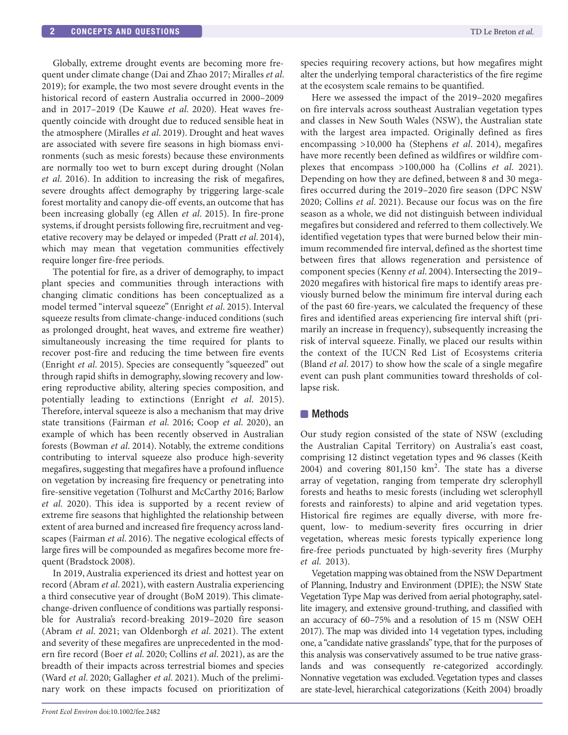Globally, extreme drought events are becoming more frequent under climate change (Dai and Zhao 2017; Miralles *et al*. 2019); for example, the two most severe drought events in the historical record of eastern Australia occurred in 2000–2009 and in 2017–2019 (De Kauwe *et al*. 2020). Heat waves frequently coincide with drought due to reduced sensible heat in the atmosphere (Miralles *et al*. 2019). Drought and heat waves are associated with severe fire seasons in high biomass environments (such as mesic forests) because these environments are normally too wet to burn except during drought (Nolan *et al*. 2016). In addition to increasing the risk of megafires, severe droughts affect demography by triggering large-scale forest mortality and canopy die-off events, an outcome that has been increasing globally (eg Allen *et al*. 2015). In fire-prone systems, if drought persists following fire, recruitment and vegetative recovery may be delayed or impeded (Pratt *et al*. 2014), which may mean that vegetation communities effectively require longer fire-free periods.

The potential for fire, as a driver of demography, to impact plant species and communities through interactions with changing climatic conditions has been conceptualized as a model termed "interval squeeze" (Enright *et al*. 2015). Interval squeeze results from climate-change-induced conditions (such as prolonged drought, heat waves, and extreme fire weather) simultaneously increasing the time required for plants to recover post-fire and reducing the time between fire events (Enright *et al*. 2015). Species are consequently "squeezed" out through rapid shifts in demography, slowing recovery and lowering reproductive ability, altering species composition, and potentially leading to extinctions (Enright *et al.* 2015). Therefore, interval squeeze is also a mechanism that may drive state transitions (Fairman *et al.* 2016; Coop *et al.* 2020), an example of which has been recently observed in Australian forests (Bowman *et al*. 2014). Notably, the extreme conditions contributing to interval squeeze also produce high-severity megafires, suggesting that megafires have a profound influence on vegetation by increasing fire frequency or penetrating into fire-sensitive vegetation (Tolhurst and McCarthy 2016; Barlow *et al*. 2020). This idea is supported by a recent review of extreme fire seasons that highlighted the relationship between extent of area burned and increased fire frequency across landscapes (Fairman *et al*. 2016). The negative ecological effects of large fires will be compounded as megafires become more frequent (Bradstock 2008).

In 2019, Australia experienced its driest and hottest year on record (Abram *et al*. 2021), with eastern Australia experiencing a third consecutive year of drought (BoM 2019). This climate-change-driven confluence of conditions was partially responsible for Australia's record-breaking 2019–2020 fire season (Abram *et al*. 2021; van Oldenborgh *et al*. 2021). The extent and severity of these megafires are unprecedented in the modern fire record (Boer *et al*. 2020; Collins *et al*. 2021), as are the breadth of their impacts across terrestrial biomes and species (Ward *et al*. 2020; Gallagher *et al*. 2021). Much of the preliminary work on these impacts focused on prioritization of species requiring recovery actions, but how megafires might alter the underlying temporal characteristics of the fire regime at the ecosystem scale remains to be quantified.

Here we assessed the impact of the 2019–2020 megafires on fire intervals across southeast Australian vegetation types and classes in New South Wales (NSW), the Australian state with the largest area impacted. Originally defined as fires encompassing >10,000 ha (Stephens *et al*. 2014), megafires have more recently been defined as wildfires or wildfire complexes that encompass >100,000 ha (Collins *et al*. 2021). Depending on how they are defined, between 8 and 30 megafires occurred during the 2019–2020 fire season (DPC NSW 2020; Collins *et al*. 2021). Because our focus was on the fire season as a whole, we did not distinguish between individual megafires but considered and referred to them collectively. We identified vegetation types that were burned below their minimum recommended fire interval, defined as the shortest time between fires that allows regeneration and persistence of component species (Kenny *et al*. 2004). Intersecting the 2019–2020 megafires with historical fire maps to identify areas previously burned below the minimum fire interval during each of the past 60 fire-years, we calculated the frequency of these fires and identified areas experiencing fire interval shift (primarily an increase in frequency), subsequently increasing the risk of interval squeeze. Finally, we placed our results within the context of the IUCN Red List of Ecosystems criteria (Bland *et al*. 2017) to show how the scale of a single megafire event can push plant communities toward thresholds of collapse risk.

## Methods

Our study region consisted of the state of NSW (excluding the Australian Capital Territory) on Australia's east coast, comprising 12 distinct vegetation types and 96 classes (Keith 2004) and covering 801,150 km$^2$. The state has a diverse array of vegetation, ranging from temperate dry sclerophyll forests and heaths to mesic forests (including wet sclerophyll forests and rainforests) to alpine and arid vegetation types. Historical fire regimes are equally diverse, with more frequent, low- to medium-severity fires occurring in drier vegetation, whereas mesic forests typically experience long fire-free periods punctuated by high-severity fires (Murphy *et al.* 2013).

Vegetation mapping was obtained from the NSW Department of Planning, Industry and Environment (DPIE); the NSW State Vegetation Type Map was derived from aerial photography, satellite imagery, and extensive ground-truthing, and classified with an accuracy of 60–75% and a resolution of 15 m (NSW OEH 2017). The map was divided into 14 vegetation types, including one, a "candidate native grasslands" type, that for the purposes of this analysis was conservatively assumed to be true native grasslands and was consequently re-categorized accordingly. Nonnative vegetation was excluded. Vegetation types and classes are state-level, hierarchical categorizations (Keith 2004) broadly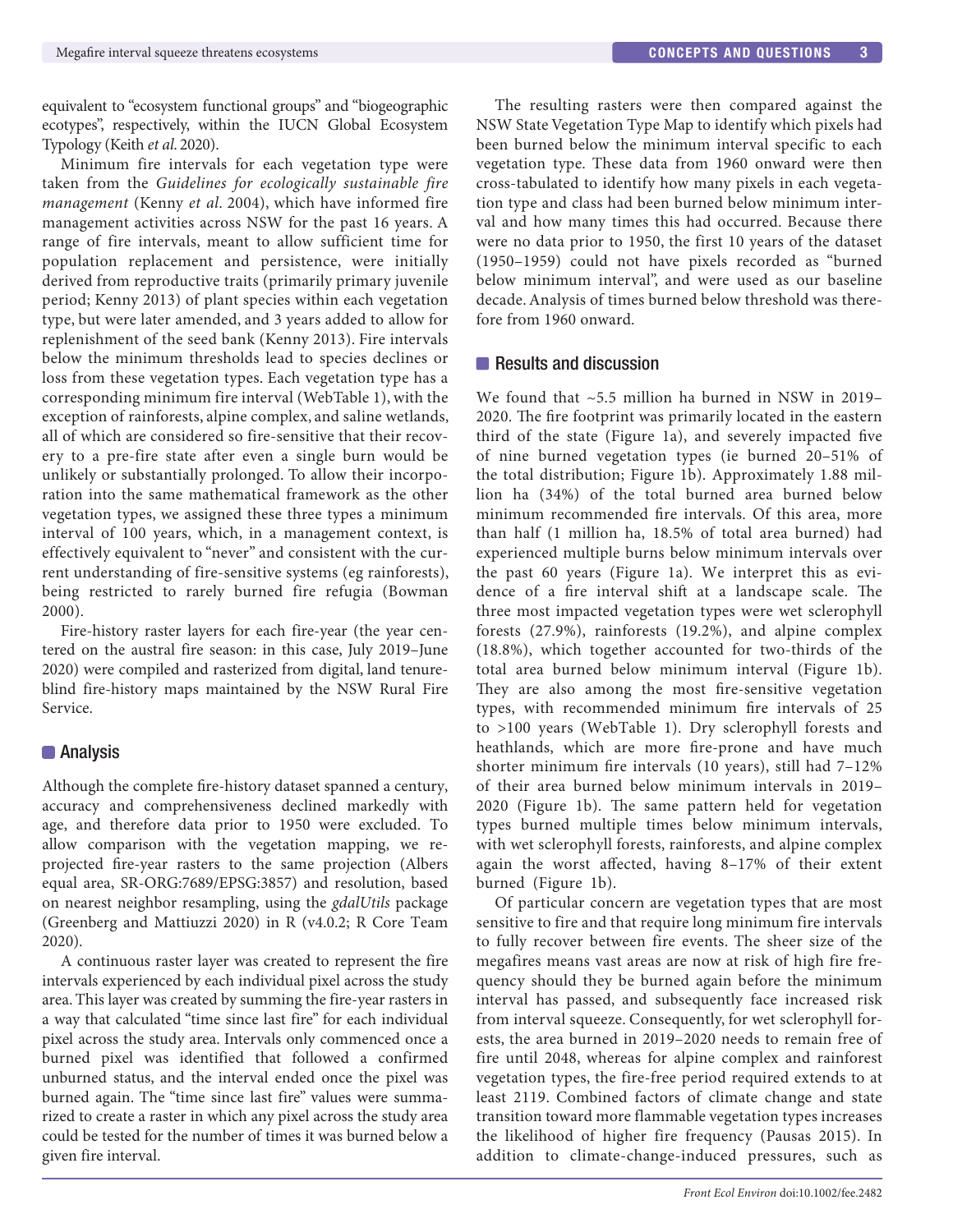equivalent to "ecosystem functional groups" and "biogeographic ecotypes", respectively, within the IUCN Global Ecosystem Typology (Keith *et al*. 2020).

Minimum fire intervals for each vegetation type were taken from the *Guidelines for ecologically sustainable fire management* (Kenny *et al*. 2004), which have informed fire management activities across NSW for the past 16 years. A range of fire intervals, meant to allow sufficient time for population replacement and persistence, were initially derived from reproductive traits (primarily primary juvenile period; Kenny 2013) of plant species within each vegetation type, but were later amended, and 3 years added to allow for replenishment of the seed bank (Kenny 2013). Fire intervals below the minimum thresholds lead to species declines or loss from these vegetation types. Each vegetation type has a corresponding minimum fire interval (WebTable 1), with the exception of rainforests, alpine complex, and saline wetlands, all of which are considered so fire-sensitive that their recovery to a pre-fire state after even a single burn would be unlikely or substantially prolonged. To allow their incorporation into the same mathematical framework as the other vegetation types, we assigned these three types a minimum interval of 100 years, which, in a management context, is effectively equivalent to "never" and consistent with the current understanding of fire-sensitive systems (eg rainforests), being restricted to rarely burned fire refugia (Bowman 2000).

Fire-history raster layers for each fire-year (the year centered on the austral fire season: in this case, July 2019–June 2020) were compiled and rasterized from digital, land tenure-blind fire-history maps maintained by the NSW Rural Fire Service.

## Analysis

Although the complete fire-history dataset spanned a century, accuracy and comprehensiveness declined markedly with age, and therefore data prior to 1950 were excluded. To allow comparison with the vegetation mapping, we re-projected fire-year rasters to the same projection (Albers equal area, SR-ORG:7689/EPSG:3857) and resolution, based on nearest neighbor resampling, using the *gdalUtils* package (Greenberg and Mattiuzzi 2020) in R (v4.0.2; R Core Team 2020).

A continuous raster layer was created to represent the fire intervals experienced by each individual pixel across the study area. This layer was created by summing the fire-year rasters in a way that calculated "time since last fire" for each individual pixel across the study area. Intervals only commenced once a burned pixel was identified that followed a confirmed unburned status, and the interval ended once the pixel was burned again. The "time since last fire" values were summarized to create a raster in which any pixel across the study area could be tested for the number of times it was burned below a given fire interval.

The resulting rasters were then compared against the NSW State Vegetation Type Map to identify which pixels had been burned below the minimum interval specific to each vegetation type. These data from 1960 onward were then cross-tabulated to identify how many pixels in each vegetation type and class had been burned below minimum interval and how many times this had occurred. Because there were no data prior to 1950, the first 10 years of the dataset (1950–1959) could not have pixels recorded as "burned below minimum interval", and were used as our baseline decade. Analysis of times burned below threshold was therefore from 1960 onward.

## Results and discussion

We found that ~5.5 million ha burned in NSW in 2019–2020. The fire footprint was primarily located in the eastern third of the state (Figure 1a), and severely impacted five of nine burned vegetation types (ie burned 20–51% of the total distribution; Figure 1b). Approximately 1.88 million ha (34%) of the total burned area burned below minimum recommended fire intervals. Of this area, more than half (1 million ha, 18.5% of total area burned) had experienced multiple burns below minimum intervals over the past 60 years (Figure 1a). We interpret this as evidence of a fire interval shift at a landscape scale. The three most impacted vegetation types were wet sclerophyll forests (27.9%), rainforests (19.2%), and alpine complex (18.8%), which together accounted for two-thirds of the total area burned below minimum interval (Figure 1b). They are also among the most fire-sensitive vegetation types, with recommended minimum fire intervals of 25 to >100 years (WebTable 1). Dry sclerophyll forests and heathlands, which are more fire-prone and have much shorter minimum fire intervals (10 years), still had 7–12% of their area burned below minimum intervals in 2019–2020 (Figure 1b). The same pattern held for vegetation types burned multiple times below minimum intervals, with wet sclerophyll forests, rainforests, and alpine complex again the worst affected, having 8–17% of their extent burned (Figure 1b).

Of particular concern are vegetation types that are most sensitive to fire and that require long minimum fire intervals to fully recover between fire events. The sheer size of the megafires means vast areas are now at risk of high fire frequency should they be burned again before the minimum interval has passed, and subsequently face increased risk from interval squeeze. Consequently, for wet sclerophyll forests, the area burned in 2019–2020 needs to remain free of fire until 2048, whereas for alpine complex and rainforest vegetation types, the fire-free period required extends to at least 2119. Combined factors of climate change and state transition toward more flammable vegetation types increases the likelihood of higher fire frequency (Pausas 2015). In addition to climate-change-induced pressures, such as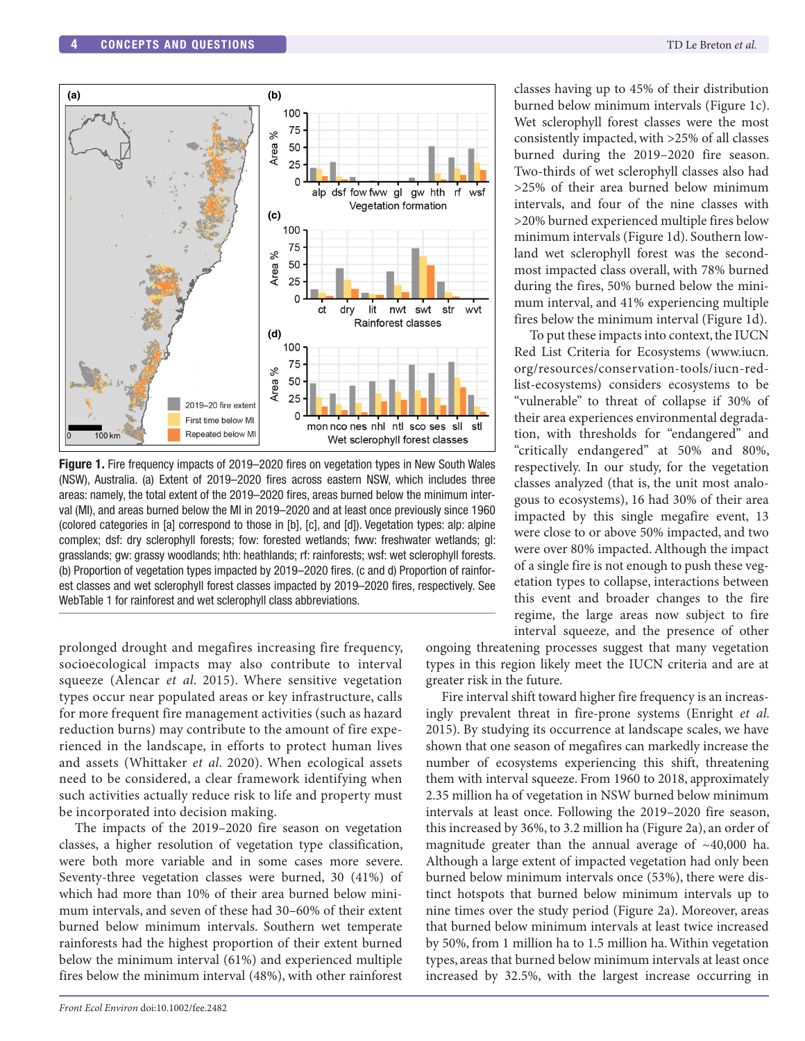classes having up to 45% of their distribution burned below minimum intervals (Figure 1c). Wet sclerophyll forest classes were the most consistently impacted, with >25% of all classes burned during the 2019–2020 fire season. Two-thirds of wet sclerophyll classes also had >25% of their area burned below minimum intervals, and four of the nine classes with >20% burned experienced multiple fires below minimum intervals (Figure 1d). Southern lowland wet sclerophyll forest was the second-most impacted class overall, with 78% burned during the fires, 50% burned below the minimum interval, and 41% experiencing multiple fires below the minimum interval (Figure 1d).

To put these impacts into context, the IUCN Red List Criteria for Ecosystems (www.iucn.org/resources/conservation-tools/iucn-red-list-ecosystems) considers ecosystems to be "vulnerable" to threat of collapse if 30% of their area experiences environmental degradation, with thresholds for "endangered" and "critically endangered" at 50% and 80%, respectively. In our study, for the vegetation classes analyzed (that is, the unit most analogous to ecosystems), 16 had 30% of their area impacted by this single megafire event, 13 were close to or above 50% impacted, and two were over 80% impacted. Although the impact of a single fire is not enough to push these vegetation types to collapse, interactions between this event and broader changes to the fire regime, the large areas now subject to fire interval squeeze, and the presence of other ongoing threatening processes suggest that many vegetation types in this region likely meet the IUCN criteria and are at greater risk in the future.

**Figure 1.** Fire frequency impacts of 2019–2020 fires on vegetation types in New South Wales (NSW), Australia. (a) Extent of 2019–2020 fires across eastern NSW, which includes three areas: namely, the total extent of the 2019–2020 fires, areas burned below the minimum interval (MI), and areas burned below the MI in 2019–2020 and at least once previously since 1960 (colored categories in [a] correspond to those in [b], [c], and [d]). Vegetation types: alp: alpine complex; dsf: dry sclerophyll forests; fow: forested wetlands; fww: freshwater wetlands; gl: grasslands; gw: grassy woodlands; hth: heathlands; rf: rainforests; wsf: wet sclerophyll forests. (b) Proportion of vegetation types impacted by 2019–2020 fires. (c and d) Proportion of rainforest classes and wet sclerophyll forest classes impacted by 2019–2020 fires, respectively. See WebTable 1 for rainforest and wet sclerophyll class abbreviations.

prolonged drought and megafires increasing fire frequency, socioecological impacts may also contribute to interval squeeze (Alencar *et al*. 2015). Where sensitive vegetation types occur near populated areas or key infrastructure, calls for more frequent fire management activities (such as hazard reduction burns) may contribute to the amount of fire experienced in the landscape, in efforts to protect human lives and assets (Whittaker *et al*. 2020). When ecological assets need to be considered, a clear framework identifying when such activities actually reduce risk to life and property must be incorporated into decision making.

The impacts of the 2019–2020 fire season on vegetation classes, a higher resolution of vegetation type classification, were both more variable and in some cases more severe. Seventy-three vegetation classes were burned, 30 (41%) of which had more than 10% of their area burned below minimum intervals, and seven of these had 30–60% of their extent burned below minimum intervals. Southern wet temperate rainforests had the highest proportion of their extent burned below the minimum interval (61%) and experienced multiple fires below the minimum interval (48%), with other rainforest

Fire interval shift toward higher fire frequency is an increasingly prevalent threat in fire-prone systems (Enright *et al*. 2015). By studying its occurrence at landscape scales, we have shown that one season of megafires can markedly increase the number of ecosystems experiencing this shift, threatening them with interval squeeze. From 1960 to 2018, approximately 2.35 million ha of vegetation in NSW burned below minimum intervals at least once. Following the 2019–2020 fire season, this increased by 36%, to 3.2 million ha (Figure 2a), an order of magnitude greater than the annual average of ~40,000 ha. Although a large extent of impacted vegetation had only been burned below minimum intervals once (53%), there were distinct hotspots that burned below minimum intervals up to nine times over the study period (Figure 2a). Moreover, areas that burned below minimum intervals at least twice increased by 50%, from 1 million ha to 1.5 million ha. Within vegetation types, areas that burned below minimum intervals at least once increased by 32.5%, with the largest increase occurring in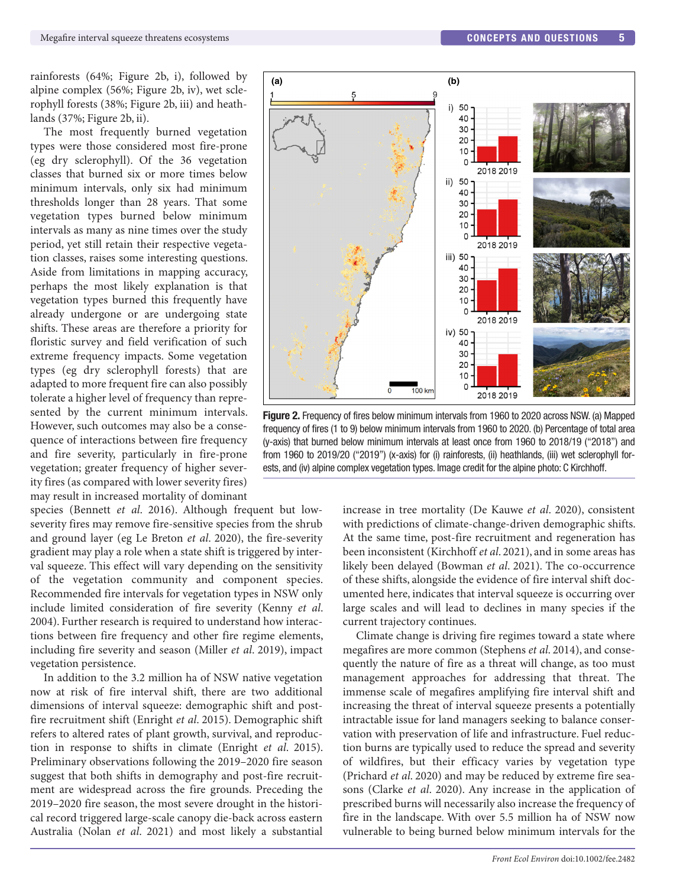rainforests (64%; Figure 2b, i), followed by alpine complex (56%; Figure 2b, iv), wet sclerophyll forests (38%; Figure 2b, iii) and heathlands (37%; Figure 2b, ii).

The most frequently burned vegetation types were those considered most fire-prone (eg dry sclerophyll). Of the 36 vegetation classes that burned six or more times below minimum intervals, only six had minimum thresholds longer than 28 years. That some vegetation types burned below minimum intervals as many as nine times over the study period, yet still retain their respective vegetation classes, raises some interesting questions. Aside from limitations in mapping accuracy, perhaps the most likely explanation is that vegetation types burned this frequently have already undergone or are undergoing state shifts. These areas are therefore a priority for floristic survey and field verification of such extreme frequency impacts. Some vegetation types (eg dry sclerophyll forests) that are adapted to more frequent fire can also possibly tolerate a higher level of frequency than represented by the current minimum intervals. However, such outcomes may also be a consequence of interactions between fire frequency and fire severity, particularly in fire-prone vegetation; greater frequency of higher severity fires (as compared with lower severity fires) may result in increased mortality of dominant species (Bennett *et al.* 2016). Although frequent but low-severity fires may remove fire-sensitive species from the shrub and ground layer (eg Le Breton *et al.* 2020), the fire-severity gradient may play a role when a state shift is triggered by interval squeeze. This effect will vary depending on the sensitivity of the vegetation community and component species. Recommended fire intervals for vegetation types in NSW only include limited consideration of fire severity (Kenny *et al.* 2004). Further research is required to understand how interactions between fire frequency and other fire regime elements, including fire severity and season (Miller *et al.* 2019), impact vegetation persistence.

**Figure 2.** Frequency of fires below minimum intervals from 1960 to 2020 across NSW. (a) Mapped frequency of fires (1 to 9) below minimum intervals from 1960 to 2020. (b) Percentage of total area (y-axis) that burned below minimum intervals at least once from 1960 to 2018/19 ("2018") and from 1960 to 2019/20 ("2019") (x-axis) for (i) rainforests, (ii) heathlands, (iii) wet sclerophyll forests, and (iv) alpine complex vegetation types. Image credit for the alpine photo: C Kirchhoff.

In addition to the 3.2 million ha of NSW native vegetation now at risk of fire interval shift, there are two additional dimensions of interval squeeze: demographic shift and post-fire recruitment shift (Enright *et al.* 2015). Demographic shift refers to altered rates of plant growth, survival, and reproduction in response to shifts in climate (Enright *et al.* 2015). Preliminary observations following the 2019–2020 fire season suggest that both shifts in demography and post-fire recruitment are widespread across the fire grounds. Preceding the 2019–2020 fire season, the most severe drought in the historical record triggered large-scale canopy die-back across eastern Australia (Nolan *et al.* 2021) and most likely a substantial increase in tree mortality (De Kauwe *et al.* 2020), consistent with predictions of climate-change-driven demographic shifts. At the same time, post-fire recruitment and regeneration has been inconsistent (Kirchhoff *et al.* 2021), and in some areas has likely been delayed (Bowman *et al.* 2021). The co-occurrence of these shifts, alongside the evidence of fire interval shift documented here, indicates that interval squeeze is occurring over large scales and will lead to declines in many species if the current trajectory continues.

Climate change is driving fire regimes toward a state where megafires are more common (Stephens *et al.* 2014), and consequently the nature of fire as a threat will change, as too must management approaches for addressing that threat. The immense scale of megafires amplifying fire interval shift and increasing the threat of interval squeeze presents a potentially intractable issue for land managers seeking to balance conservation with preservation of life and infrastructure. Fuel reduction burns are typically used to reduce the spread and severity of wildfires, but their efficacy varies by vegetation type (Prichard *et al.* 2020) and may be reduced by extreme fire seasons (Clarke *et al.* 2020). Any increase in the application of prescribed burns will necessarily also increase the frequency of fire in the landscape. With over 5.5 million ha of NSW now vulnerable to being burned below minimum intervals for the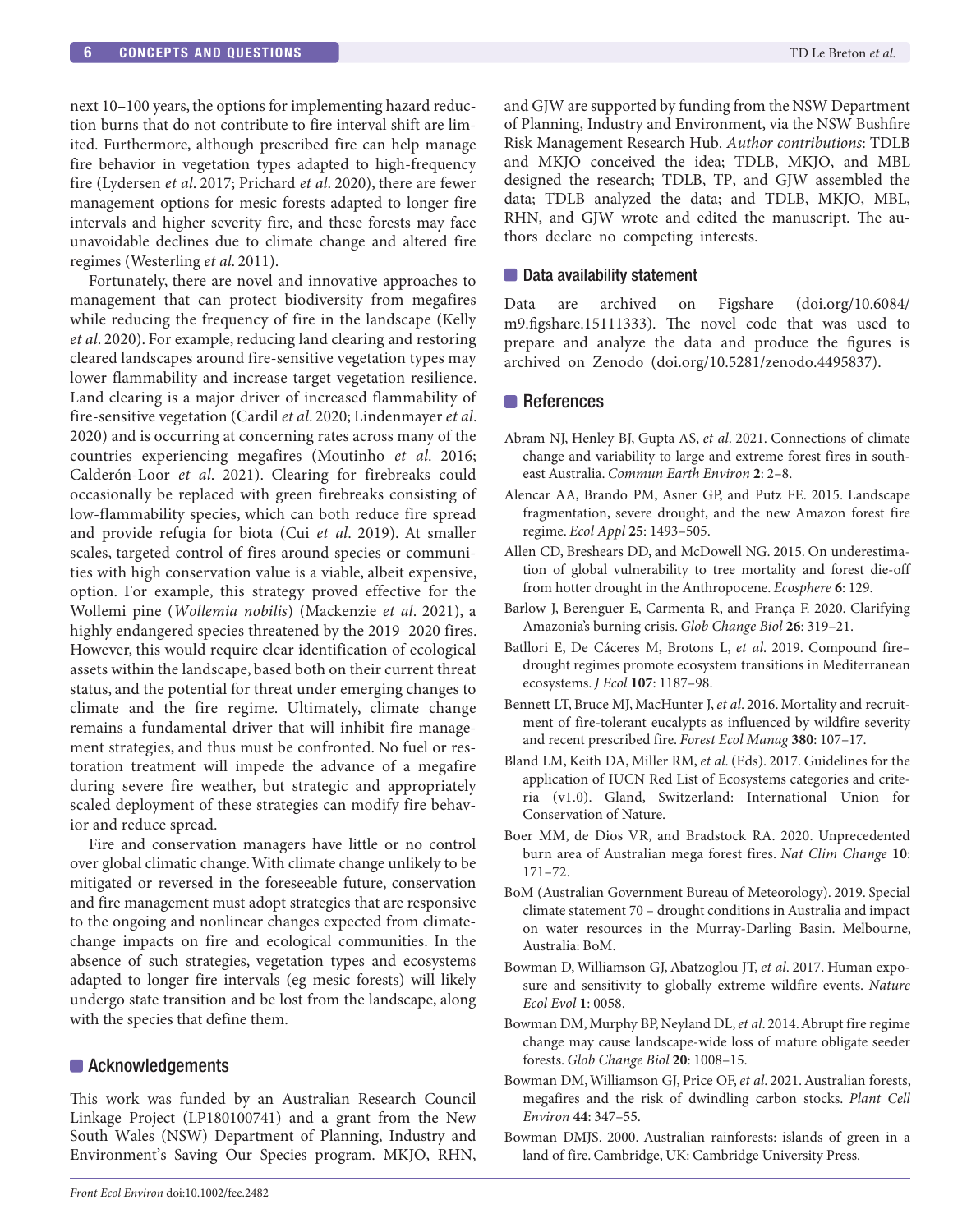next 10–100 years, the options for implementing hazard reduction burns that do not contribute to fire interval shift are limited. Furthermore, although prescribed fire can help manage fire behavior in vegetation types adapted to high-frequency fire (Lydersen *et al*. 2017; Prichard *et al*. 2020), there are fewer management options for mesic forests adapted to longer fire intervals and higher severity fire, and these forests may face unavoidable declines due to climate change and altered fire regimes (Westerling *et al*. 2011).

Fortunately, there are novel and innovative approaches to management that can protect biodiversity from megafires while reducing the frequency of fire in the landscape (Kelly *et al*. 2020). For example, reducing land clearing and restoring cleared landscapes around fire-sensitive vegetation types may lower flammability and increase target vegetation resilience. Land clearing is a major driver of increased flammability of fire-sensitive vegetation (Cardil *et al*. 2020; Lindenmayer *et al*. 2020) and is occurring at concerning rates across many of the countries experiencing megafires (Moutinho *et al*. 2016; Calderón-Loor *et al*. 2021). Clearing for firebreaks could occasionally be replaced with green firebreaks consisting of low-flammability species, which can both reduce fire spread and provide refugia for biota (Cui *et al*. 2019). At smaller scales, targeted control of fires around species or communities with high conservation value is a viable, albeit expensive, option. For example, this strategy proved effective for the Wollemi pine (*Wollemia nobilis*) (Mackenzie *et al*. 2021), a highly endangered species threatened by the 2019–2020 fires. However, this would require clear identification of ecological assets within the landscape, based both on their current threat status, and the potential for threat under emerging changes to climate and the fire regime. Ultimately, climate change remains a fundamental driver that will inhibit fire management strategies, and thus must be confronted. No fuel or restoration treatment will impede the advance of a megafire during severe fire weather, but strategic and appropriately scaled deployment of these strategies can modify fire behavior and reduce spread.

Fire and conservation managers have little or no control over global climatic change. With climate change unlikely to be mitigated or reversed in the foreseeable future, conservation and fire management must adopt strategies that are responsive to the ongoing and nonlinear changes expected from climate-change impacts on fire and ecological communities. In the absence of such strategies, vegetation types and ecosystems adapted to longer fire intervals (eg mesic forests) will likely undergo state transition and be lost from the landscape, along with the species that define them.

## Acknowledgements

This work was funded by an Australian Research Council Linkage Project (LP180100741) and a grant from the New South Wales (NSW) Department of Planning, Industry and Environment's Saving Our Species program. MKJO, RHN, and GJW are supported by funding from the NSW Department of Planning, Industry and Environment, via the NSW Bushfire Risk Management Research Hub. *Author contributions*: TDLB and MKJO conceived the idea; TDLB, MKJO, and MBL designed the research; TDLB, TP, and GJW assembled the data; TDLB analyzed the data; and TDLB, MKJO, MBL, RHN, and GJW wrote and edited the manuscript. The authors declare no competing interests.

## Data availability statement

Data are archived on Figshare (doi.org/10.6084/m9.figshare.15111333). The novel code that was used to prepare and analyze the data and produce the figures is archived on Zenodo (doi.org/10.5281/zenodo.4495837).

## References

Abram NJ, Henley BJ, Gupta AS, *et al*. 2021. Connections of climate change and variability to large and extreme forest fires in southeast Australia. *Commun Earth Environ* **2**: 2–8.

Alencar AA, Brando PM, Asner GP, and Putz FE. 2015. Landscape fragmentation, severe drought, and the new Amazon forest fire regime. *Ecol Appl* **25**: 1493–505.

Allen CD, Breshears DD, and McDowell NG. 2015. On underestimation of global vulnerability to tree mortality and forest die-off from hotter drought in the Anthropocene. *Ecosphere* **6**: 129.

Barlow J, Berenguer E, Carmenta R, and França F. 2020. Clarifying Amazonia's burning crisis. *Glob Change Biol* **26**: 319–21.

Batllori E, De Cáceres M, Brotons L, *et al*. 2019. Compound fire–drought regimes promote ecosystem transitions in Mediterranean ecosystems. *J Ecol* **107**: 1187–98.

Bennett LT, Bruce MJ, MacHunter J, *et al*. 2016. Mortality and recruitment of fire-tolerant eucalypts as influenced by wildfire severity and recent prescribed fire. *Forest Ecol Manag* **380**: 107–17.

Bland LM, Keith DA, Miller RM, *et al*. (Eds). 2017. Guidelines for the application of IUCN Red List of Ecosystems categories and criteria (v1.0). Gland, Switzerland: International Union for Conservation of Nature.

Boer MM, de Dios VR, and Bradstock RA. 2020. Unprecedented burn area of Australian mega forest fires. *Nat Clim Change* **10**: 171–72.

BoM (Australian Government Bureau of Meteorology). 2019. Special climate statement 70 – drought conditions in Australia and impact on water resources in the Murray-Darling Basin. Melbourne, Australia: BoM.

Bowman D, Williamson GJ, Abatzoglou JT, *et al*. 2017. Human exposure and sensitivity to globally extreme wildfire events. *Nature Ecol Evol* **1**: 0058.

Bowman DM, Murphy BP, Neyland DL, *et al*. 2014. Abrupt fire regime change may cause landscape-wide loss of mature obligate seeder forests. *Glob Change Biol* **20**: 1008–15.

Bowman DM, Williamson GJ, Price OF, *et al*. 2021. Australian forests, megafires and the risk of dwindling carbon stocks. *Plant Cell Environ* **44**: 347–55.

Bowman DMJS. 2000. Australian rainforests: islands of green in a land of fire. Cambridge, UK: Cambridge University Press.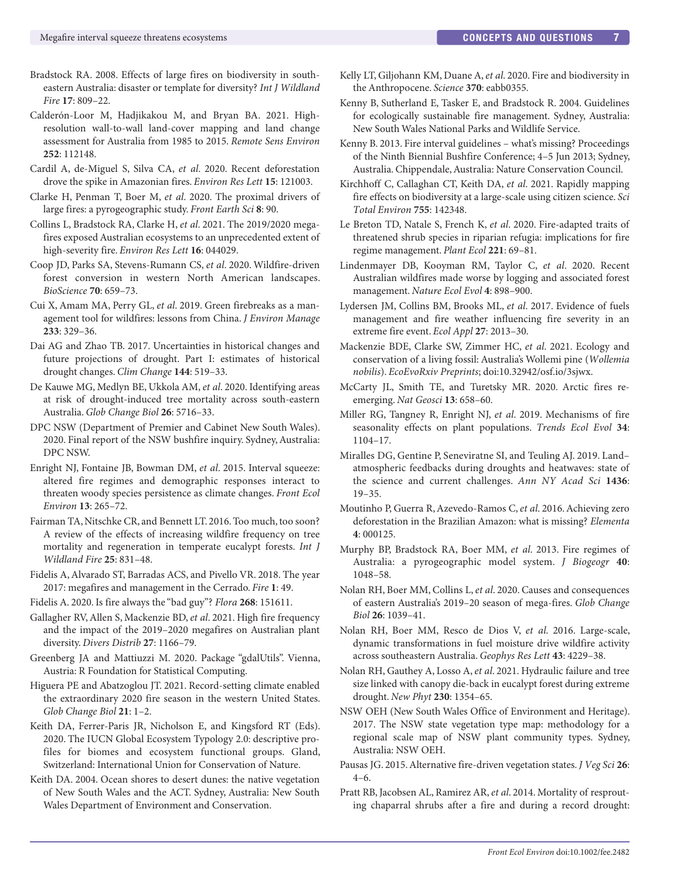Bradstock RA. 2008. Effects of large fires on biodiversity in south-eastern Australia: disaster or template for diversity? *Int J Wildland Fire* **17**: 809–22.

Calderón-Loor M, Hadjikakou M, and Bryan BA. 2021. High-resolution wall-to-wall land-cover mapping and land change assessment for Australia from 1985 to 2015. *Remote Sens Environ* **252**: 112148.

Cardil A, de-Miguel S, Silva CA, *et al*. 2020. Recent deforestation drove the spike in Amazonian fires. *Environ Res Lett* **15**: 121003.

Clarke H, Penman T, Boer M, *et al*. 2020. The proximal drivers of large fires: a pyrogeographic study. *Front Earth Sci* **8**: 90.

Collins L, Bradstock RA, Clarke H, *et al*. 2021. The 2019/2020 mega-fires exposed Australian ecosystems to an unprecedented extent of high-severity fire. *Environ Res Lett* **16**: 044029.

Coop JD, Parks SA, Stevens-Rumann CS, *et al*. 2020. Wildfire-driven forest conversion in western North American landscapes. *BioScience* **70**: 659–73.

Cui X, Amam MA, Perry GL, *et al*. 2019. Green firebreaks as a management tool for wildfires: lessons from China. *J Environ Manage* **233**: 329–36.

Dai AG and Zhao TB. 2017. Uncertainties in historical changes and future projections of drought. Part I: estimates of historical drought changes. *Clim Change* **144**: 519–33.

De Kauwe MG, Medlyn BE, Ukkola AM, *et al*. 2020. Identifying areas at risk of drought-induced tree mortality across south-eastern Australia. *Glob Change Biol* **26**: 5716–33.

DPC NSW (Department of Premier and Cabinet New South Wales). 2020. Final report of the NSW bushfire inquiry. Sydney, Australia: DPC NSW.

Enright NJ, Fontaine JB, Bowman DM, *et al*. 2015. Interval squeeze: altered fire regimes and demographic responses interact to threaten woody species persistence as climate changes. *Front Ecol Environ* **13**: 265–72.

Fairman TA, Nitschke CR, and Bennett LT. 2016. Too much, too soon? A review of the effects of increasing wildfire frequency on tree mortality and regeneration in temperate eucalypt forests. *Int J Wildland Fire* **25**: 831–48.

Fidelis A, Alvarado ST, Barradas ACS, and Pivello VR. 2018. The year 2017: megafires and management in the Cerrado. *Fire* **1**: 49.

Fidelis A. 2020. Is fire always the "bad guy"? *Flora* **268**: 151611.

Gallagher RV, Allen S, Mackenzie BD, *et al*. 2021. High fire frequency and the impact of the 2019–2020 megafires on Australian plant diversity. *Divers Distrib* **27**: 1166–79.

Greenberg JA and Mattiuzzi M. 2020. Package "gdalUtils". Vienna, Austria: R Foundation for Statistical Computing.

Higuera PE and Abatzoglou JT. 2021. Record-setting climate enabled the extraordinary 2020 fire season in the western United States. *Glob Change Biol* **21**: 1–2.

Keith DA, Ferrer-Paris JR, Nicholson E, and Kingsford RT (Eds). 2020. The IUCN Global Ecosystem Typology 2.0: descriptive profiles for biomes and ecosystem functional groups. Gland, Switzerland: International Union for Conservation of Nature.

Keith DA. 2004. Ocean shores to desert dunes: the native vegetation of New South Wales and the ACT. Sydney, Australia: New South Wales Department of Environment and Conservation.

Kelly LT, Giljohann KM, Duane A, *et al*. 2020. Fire and biodiversity in the Anthropocene. *Science* **370**: eabb0355.

Kenny B, Sutherland E, Tasker E, and Bradstock R. 2004. Guidelines for ecologically sustainable fire management. Sydney, Australia: New South Wales National Parks and Wildlife Service.

Kenny B. 2013. Fire interval guidelines – what's missing? Proceedings of the Ninth Biennial Bushfire Conference; 4–5 Jun 2013; Sydney, Australia. Chippendale, Australia: Nature Conservation Council.

Kirchhoff C, Callaghan CT, Keith DA, *et al*. 2021. Rapidly mapping fire effects on biodiversity at a large-scale using citizen science. *Sci Total Environ* **755**: 142348.

Le Breton TD, Natale S, French K, *et al*. 2020. Fire-adapted traits of threatened shrub species in riparian refugia: implications for fire regime management. *Plant Ecol* **221**: 69–81.

Lindenmayer DB, Kooyman RM, Taylor C, *et al*. 2020. Recent Australian wildfires made worse by logging and associated forest management. *Nature Ecol Evol* **4**: 898–900.

Lydersen JM, Collins BM, Brooks ML, *et al*. 2017. Evidence of fuels management and fire weather influencing fire severity in an extreme fire event. *Ecol Appl* **27**: 2013–30.

Mackenzie BDE, Clarke SW, Zimmer HC, *et al*. 2021. Ecology and conservation of a living fossil: Australia's Wollemi pine (*Wollemia nobilis*). *EcoEvoRxiv Preprints*; doi:10.32942/osf.io/3sjwx.

McCarty JL, Smith TE, and Turetsky MR. 2020. Arctic fires re-emerging. *Nat Geosci* **13**: 658–60.

Miller RG, Tangney R, Enright NJ, *et al*. 2019. Mechanisms of fire seasonality effects on plant populations. *Trends Ecol Evol* **34**: 1104–17.

Miralles DG, Gentine P, Seneviratne SI, and Teuling AJ. 2019. Land–atmospheric feedbacks during droughts and heatwaves: state of the science and current challenges. *Ann NY Acad Sci* **1436**: 19–35.

Moutinho P, Guerra R, Azevedo-Ramos C, *et al*. 2016. Achieving zero deforestation in the Brazilian Amazon: what is missing? *Elementa* **4**: 000125.

Murphy BP, Bradstock RA, Boer MM, *et al*. 2013. Fire regimes of Australia: a pyrogeographic model system. *J Biogeogr* **40**: 1048–58.

Nolan RH, Boer MM, Collins L, *et al*. 2020. Causes and consequences of eastern Australia's 2019–20 season of mega-fires. *Glob Change Biol* **26**: 1039–41.

Nolan RH, Boer MM, Resco de Dios V, *et al*. 2016. Large-scale, dynamic transformations in fuel moisture drive wildfire activity across southeastern Australia. *Geophys Res Lett* **43**: 4229–38.

Nolan RH, Gauthey A, Losso A, *et al*. 2021. Hydraulic failure and tree size linked with canopy die-back in eucalypt forest during extreme drought. *New Phyt* **230**: 1354–65.

NSW OEH (New South Wales Office of Environment and Heritage). 2017. The NSW state vegetation type map: methodology for a regional scale map of NSW plant community types. Sydney, Australia: NSW OEH.

Pausas JG. 2015. Alternative fire-driven vegetation states. *J Veg Sci* **26**: 4–6.

Pratt RB, Jacobsen AL, Ramirez AR, *et al*. 2014. Mortality of resprouting chaparral shrubs after a fire and during a record drought: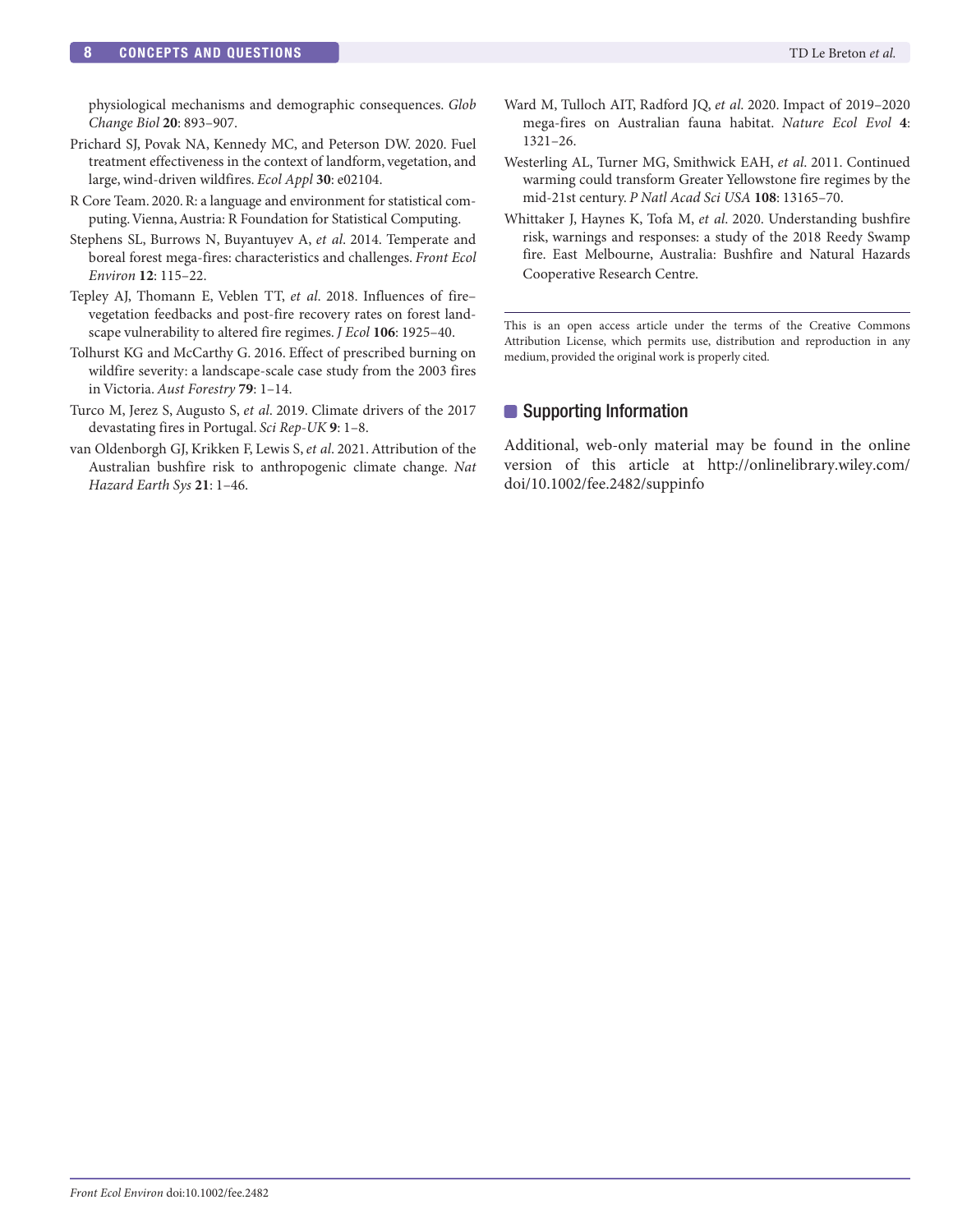physiological mechanisms and demographic consequences. *Glob Change Biol* **20**: 893–907.

Prichard SJ, Povak NA, Kennedy MC, and Peterson DW. 2020. Fuel treatment effectiveness in the context of landform, vegetation, and large, wind-driven wildfires. *Ecol Appl* **30**: e02104.

R Core Team. 2020. R: a language and environment for statistical computing. Vienna, Austria: R Foundation for Statistical Computing.

Stephens SL, Burrows N, Buyantuyev A, *et al*. 2014. Temperate and boreal forest mega-fires: characteristics and challenges. *Front Ecol Environ* **12**: 115–22.

Tepley AJ, Thomann E, Veblen TT, *et al*. 2018. Influences of fire–vegetation feedbacks and post-fire recovery rates on forest landscape vulnerability to altered fire regimes. *J Ecol* **106**: 1925–40.

Tolhurst KG and McCarthy G. 2016. Effect of prescribed burning on wildfire severity: a landscape-scale case study from the 2003 fires in Victoria. *Aust Forestry* **79**: 1–14.

Turco M, Jerez S, Augusto S, *et al*. 2019. Climate drivers of the 2017 devastating fires in Portugal. *Sci Rep-UK* **9**: 1–8.

van Oldenborgh GJ, Krikken F, Lewis S, *et al*. 2021. Attribution of the Australian bushfire risk to anthropogenic climate change. *Nat Hazard Earth Sys* **21**: 1–46.

Ward M, Tulloch AIT, Radford JQ, *et al*. 2020. Impact of 2019–2020 mega-fires on Australian fauna habitat. *Nature Ecol Evol* **4**: 1321–26.

Westerling AL, Turner MG, Smithwick EAH, *et al*. 2011. Continued warming could transform Greater Yellowstone fire regimes by the mid-21st century. *P Natl Acad Sci USA* **108**: 13165–70.

Whittaker J, Haynes K, Tofa M, *et al*. 2020. Understanding bushfire risk, warnings and responses: a study of the 2018 Reedy Swamp fire. East Melbourne, Australia: Bushfire and Natural Hazards Cooperative Research Centre.

This is an open access article under the terms of the Creative Commons Attribution License, which permits use, distribution and reproduction in any medium, provided the original work is properly cited.

## Supporting Information

Additional, web-only material may be found in the online version of this article at http://onlinelibrary.wiley.com/doi/10.1002/fee.2482/suppinfo